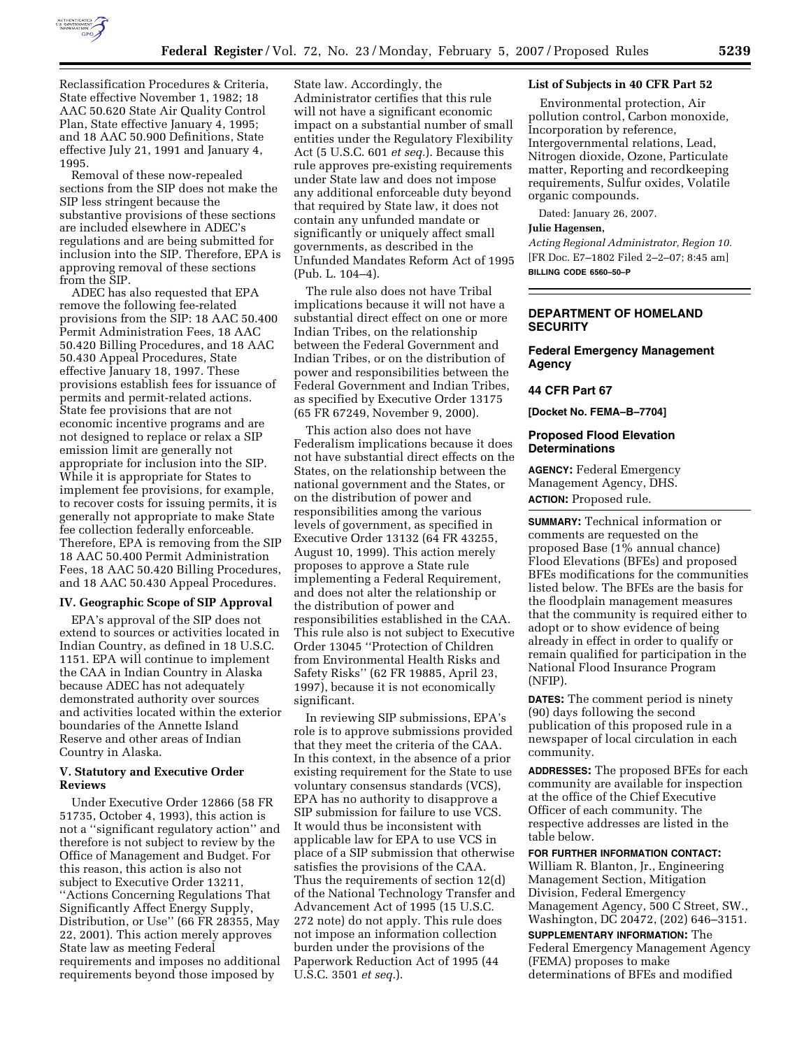Reclassification Procedures & Criteria, State effective November 1, 1982; 18 AAC 50.620 State Air Quality Control Plan, State effective January 4, 1995; and 18 AAC 50.900 Definitions, State effective July 21, 1991 and January 4, 1995.

Removal of these now-repealed sections from the SIP does not make the SIP less stringent because the substantive provisions of these sections are included elsewhere in ADEC's regulations and are being submitted for inclusion into the SIP. Therefore, EPA is approving removal of these sections from the SIP.

ADEC has also requested that EPA remove the following fee-related provisions from the SIP: 18 AAC 50.400 Permit Administration Fees, 18 AAC 50.420 Billing Procedures, and 18 AAC 50.430 Appeal Procedures, State effective January 18, 1997. These provisions establish fees for issuance of permits and permit-related actions. State fee provisions that are not economic incentive programs and are not designed to replace or relax a SIP emission limit are generally not appropriate for inclusion into the SIP. While it is appropriate for States to implement fee provisions, for example, to recover costs for issuing permits, it is generally not appropriate to make State fee collection federally enforceable. Therefore, EPA is removing from the SIP 18 AAC 50.400 Permit Administration Fees, 18 AAC 50.420 Billing Procedures, and 18 AAC 50.430 Appeal Procedures.

## IV. Geographic Scope of SIP Approval

EPA's approval of the SIP does not extend to sources or activities located in Indian Country, as defined in 18 U.S.C. 1151. EPA will continue to implement the CAA in Indian Country in Alaska because ADEC has not adequately demonstrated authority over sources and activities located within the exterior boundaries of the Annette Island Reserve and other areas of Indian Country in Alaska.

## V. Statutory and Executive Order Reviews

Under Executive Order 12866 (58 FR 51735, October 4, 1993), this action is not a "significant regulatory action" and therefore is not subject to review by the Office of Management and Budget. For this reason, this action is also not subject to Executive Order 13211, "Actions Concerning Regulations That Significantly Affect Energy Supply, Distribution, or Use" (66 FR 28355, May 22, 2001). This action merely approves State law as meeting Federal requirements and imposes no additional requirements beyond those imposed by State law. Accordingly, the Administrator certifies that this rule will not have a significant economic impact on a substantial number of small entities under the Regulatory Flexibility Act (5 U.S.C. 601 *et seq.*). Because this rule approves pre-existing requirements under State law and does not impose any additional enforceable duty beyond that required by State law, it does not contain any unfunded mandate or significantly or uniquely affect small governments, as described in the Unfunded Mandates Reform Act of 1995 (Pub. L. 104–4).

The rule also does not have Tribal implications because it will not have a substantial direct effect on one or more Indian Tribes, on the relationship between the Federal Government and Indian Tribes, or on the distribution of power and responsibilities between the Federal Government and Indian Tribes, as specified by Executive Order 13175 (65 FR 67249, November 9, 2000).

This action also does not have Federalism implications because it does not have substantial direct effects on the States, on the relationship between the national government and the States, or on the distribution of power and responsibilities among the various levels of government, as specified in Executive Order 13132 (64 FR 43255, August 10, 1999). This action merely proposes to approve a State rule implementing a Federal Requirement, and does not alter the relationship or the distribution of power and responsibilities established in the CAA. This rule also is not subject to Executive Order 13045 "Protection of Children from Environmental Health Risks and Safety Risks" (62 FR 19885, April 23, 1997), because it is not economically significant.

In reviewing SIP submissions, EPA's role is to approve submissions provided that they meet the criteria of the CAA. In this context, in the absence of a prior existing requirement for the State to use voluntary consensus standards (VCS), EPA has no authority to disapprove a SIP submission for failure to use VCS. It would thus be inconsistent with applicable law for EPA to use VCS in place of a SIP submission that otherwise satisfies the provisions of the CAA. Thus the requirements of section 12(d) of the National Technology Transfer and Advancement Act of 1995 (15 U.S.C. 272 note) do not apply. This rule does not impose an information collection burden under the provisions of the Paperwork Reduction Act of 1995 (44 U.S.C. 3501 *et seq.*).

### List of Subjects in 40 CFR Part 52

Environmental protection, Air pollution control, Carbon monoxide, Incorporation by reference, Intergovernmental relations, Lead, Nitrogen dioxide, Ozone, Particulate matter, Reporting and recordkeeping requirements, Sulfur oxides, Volatile organic compounds.

Dated: January 26, 2007.

**Julie Hagensen,**

*Acting Regional Administrator, Region 10.*

[FR Doc. E7–1802 Filed 2–2–07; 8:45 am]

**BILLING CODE 6560–50–P**

---

## DEPARTMENT OF HOMELAND SECURITY

## Federal Emergency Management Agency

## 44 CFR Part 67

**[Docket No. FEMA–B–7704]**

## Proposed Flood Elevation Determinations

**AGENCY:** Federal Emergency Management Agency, DHS.

**ACTION:** Proposed rule.

**SUMMARY:** Technical information or comments are requested on the proposed Base (1% annual chance) Flood Elevations (BFEs) and proposed BFEs modifications for the communities listed below. The BFEs are the basis for the floodplain management measures that the community is required either to adopt or to show evidence of being already in effect in order to qualify or remain qualified for participation in the National Flood Insurance Program (NFIP).

**DATES:** The comment period is ninety (90) days following the second publication of this proposed rule in a newspaper of local circulation in each community.

**ADDRESSES:** The proposed BFEs for each community are available for inspection at the office of the Chief Executive Officer of each community. The respective addresses are listed in the table below.

**FOR FURTHER INFORMATION CONTACT:** William R. Blanton, Jr., Engineering Management Section, Mitigation Division, Federal Emergency Management Agency, 500 C Street, SW., Washington, DC 20472, (202) 646–3151.

**SUPPLEMENTARY INFORMATION:** The Federal Emergency Management Agency (FEMA) proposes to make determinations of BFEs and modified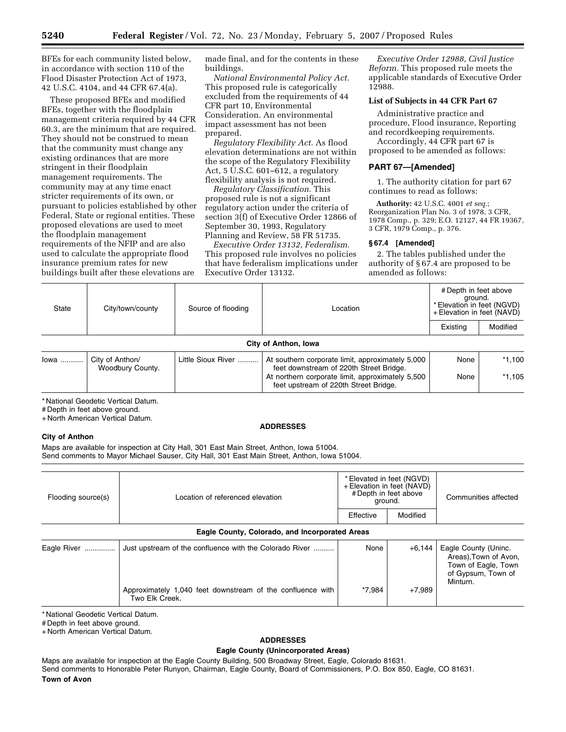BFEs for each community listed below, in accordance with section 110 of the Flood Disaster Protection Act of 1973, 42 U.S.C. 4104, and 44 CFR 67.4(a).

These proposed BFEs and modified BFEs, together with the floodplain management criteria required by 44 CFR 60.3, are the minimum that are required. They should not be construed to mean that the community must change any existing ordinances that are more stringent in their floodplain management requirements. The community may at any time enact stricter requirements of its own, or pursuant to policies established by other Federal, State or regional entities. These proposed elevations are used to meet the floodplain management requirements of the NFIP and are also used to calculate the appropriate flood insurance premium rates for new buildings built after these elevations are made final, and for the contents in these buildings.

*National Environmental Policy Act.* This proposed rule is categorically excluded from the requirements of 44 CFR part 10, Environmental Consideration. An environmental impact assessment has not been prepared.

*Regulatory Flexibility Act.* As flood elevation determinations are not within the scope of the Regulatory Flexibility Act, 5 U.S.C. 601–612, a regulatory flexibility analysis is not required.

*Regulatory Classification.* This proposed rule is not a significant regulatory action under the criteria of section 3(f) of Executive Order 12866 of September 30, 1993, Regulatory Planning and Review, 58 FR 51735.

*Executive Order 13132, Federalism.* This proposed rule involves no policies that have federalism implications under Executive Order 13132.

*Executive Order 12988, Civil Justice Reform.* This proposed rule meets the applicable standards of Executive Order 12988.

**List of Subjects in 44 CFR Part 67**

Administrative practice and procedure, Flood insurance, Reporting and recordkeeping requirements.

Accordingly, 44 CFR part 67 is proposed to be amended as follows:

## PART 67—[Amended]

1. The authority citation for part 67 continues to read as follows:

**Authority:** 42 U.S.C. 4001 *et seq.*; Reorganization Plan No. 3 of 1978, 3 CFR, 1978 Comp., p. 329; E.O. 12127, 44 FR 19367, 3 CFR, 1979 Comp., p. 376.

**§ 67.4 [Amended]**

2. The tables published under the authority of § 67.4 are proposed to be amended as follows:

| State | City/town/county | Source of flooding | Location | # Depth in feet above ground. * Elevation in feet (NGVD) + Elevation in feet (NAVD) | |
|---|---|---|---|---|---|
| | | | | Existing | Modified |
| **City of Anthon, Iowa** | | | | | |
| Iowa | City of Anthon/ Woodbury County. | Little Sioux River | At southern corporate limit, approximately 5,000 feet downstream of 220th Street Bridge. | None | *1,100 |
| | | | At northern corporate limit, approximately 5,500 feet upstream of 220th Street Bridge. | None | *1,105 |

\* National Geodetic Vertical Datum.
\# Depth in feet above ground.
\+ North American Vertical Datum.

**ADDRESSES**

**City of Anthon**

Maps are available for inspection at City Hall, 301 East Main Street, Anthon, Iowa 51004.
Send comments to Mayor Michael Sauser, City Hall, 301 East Main Street, Anthon, Iowa 51004.

| Flooding source(s) | Location of referenced elevation | * Elevated in feet (NGVD) + Elevation in feet (NAVD) # Depth in feet above ground. | | Communities affected |
|---|---|---|---|---|
| | | Effective | Modified | |
| **Eagle County, Colorado, and Incorporated Areas** | | | | |
| Eagle River | Just upstream of the confluence with the Colorado River | None | +6,144 | Eagle County (Uninc. Areas),Town of Avon, Town of Eagle, Town of Gypsum, Town of Minturn. |
| | Approximately 1,040 feet downstream of the confluence with Two Elk Creek. | *7,984 | +7,989 | |

\* National Geodetic Vertical Datum.
\# Depth in feet above ground.
\+ North American Vertical Datum.

**ADDRESSES**

**Eagle County (Unincorporated Areas)**

Maps are available for inspection at the Eagle County Building, 500 Broadway Street, Eagle, Colorado 81631.
Send comments to Honorable Peter Runyon, Chairman, Eagle County, Board of Commissioners, P.O. Box 850, Eagle, CO 81631.

**Town of Avon**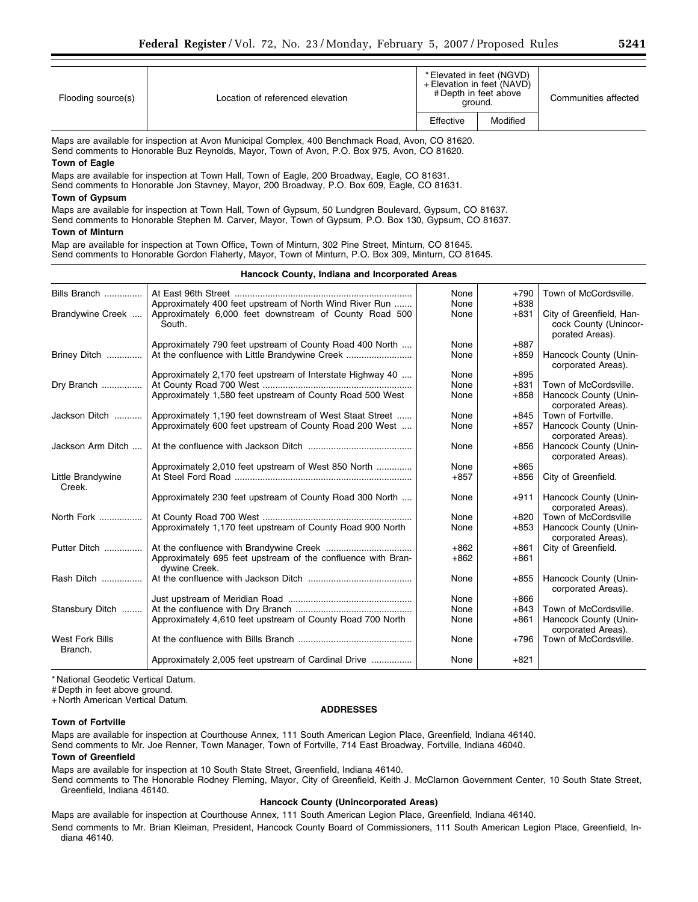| Flooding source(s) | Location of referenced elevation | * Elevated in feet (NGVD) + Elevation in feet (NAVD) # Depth in feet above ground. | | Communities affected |
|---|---|---|---|---|
| | | Effective | Modified | |

Maps are available for inspection at Avon Municipal Complex, 400 Benchmack Road, Avon, CO 81620.
Send comments to Honorable Buz Reynolds, Mayor, Town of Avon, P.O. Box 975, Avon, CO 81620.

**Town of Eagle**

Maps are available for inspection at Town Hall, Town of Eagle, 200 Broadway, Eagle, CO 81631.
Send comments to Honorable Jon Stavney, Mayor, 200 Broadway, P.O. Box 609, Eagle, CO 81631.

**Town of Gypsum**

Maps are available for inspection at Town Hall, Town of Gypsum, 50 Lundgren Boulevard, Gypsum, CO 81637.
Send comments to Honorable Stephen M. Carver, Mayor, Town of Gypsum, P.O. Box 130, Gypsum, CO 81637.

**Town of Minturn**

Map are available for inspection at Town Office, Town of Minturn, 302 Pine Street, Minturn, CO 81645.
Send comments to Honorable Gordon Flaherty, Mayor, Town of Minturn, P.O. Box 309, Minturn, CO 81645.

**Hancock County, Indiana and Incorporated Areas**

| Flooding source(s) | Location of referenced elevation | Effective | Modified | Communities affected |
|---|---|---|---|---|
| Bills Branch | At East 96th Street | None | +790 | Town of McCordsville. |
| | Approximately 400 feet upstream of North Wind River Run | None | +838 | |
| Brandywine Creek | Approximately 6,000 feet downstream of County Road 500 South. | None | +831 | City of Greenfield, Hancock County (Unincorporated Areas). |
| | Approximately 790 feet upstream of County Road 400 North | None | +887 | |
| Briney Ditch | At the confluence with Little Brandywine Creek | None | +859 | Hancock County (Unincorporated Areas). |
| | Approximately 2,170 feet upstream of Interstate Highway 40 | None | +895 | |
| Dry Branch | At County Road 700 West | None | +831 | Town of McCordsville. |
| | Approximately 1,580 feet upstream of County Road 500 West | None | +858 | Hancock County (Unincorporated Areas). |
| Jackson Ditch | Approximately 1,190 feet downstream of West Staat Street | None | +845 | Town of Fortville. |
| | Approximately 600 feet upstream of County Road 200 West | None | +857 | Hancock County (Unincorporated Areas). |
| Jackson Arm Ditch | At the confluence with Jackson Ditch | None | +856 | Hancock County (Unincorporated Areas). |
| | Approximately 2,010 feet upstream of West 850 North | None | +865 | |
| Little Brandywine Creek. | At Steel Ford Road | +857 | +856 | City of Greenfield. |
| | Approximately 230 feet upstream of County Road 300 North | None | +911 | Hancock County (Unincorporated Areas). |
| North Fork | At County Road 700 West | None | +820 | Town of McCordsville |
| | Approximately 1,170 feet upstream of County Road 900 North | None | +853 | Hancock County (Unincorporated Areas). |
| Putter Ditch | At the confluence with Brandywine Creek | +862 | +861 | City of Greenfield. |
| | Approximately 695 feet upstream of the confluence with Brandywine Creek. | +862 | +861 | |
| Rash Ditch | At the confluence with Jackson Ditch | None | +855 | Hancock County (Unincorporated Areas). |
| | Just upstream of Meridian Road | None | +866 | |
| Stansbury Ditch | At the confluence with Dry Branch | None | +843 | Town of McCordsville. |
| | Approximately 4,610 feet upstream of County Road 700 North | None | +861 | Hancock County (Unincorporated Areas). |
| West Fork Bills Branch. | At the confluence with Bills Branch | None | +796 | Town of McCordsville. |
| | Approximately 2,005 feet upstream of Cardinal Drive | None | +821 | |

* National Geodetic Vertical Datum.
# Depth in feet above ground.
+ North American Vertical Datum.

**ADDRESSES**

**Town of Fortville**

Maps are available for inspection at Courthouse Annex, 111 South American Legion Place, Greenfield, Indiana 46140.
Send comments to Mr. Joe Renner, Town Manager, Town of Fortville, 714 East Broadway, Fortville, Indiana 46040.

**Town of Greenfield**

Maps are available for inspection at 10 South State Street, Greenfield, Indiana 46140.
Send comments to The Honorable Rodney Fleming, Mayor, City of Greenfield, Keith J. McClarnon Government Center, 10 South State Street, Greenfield, Indiana 46140.

**Hancock County (Unincorporated Areas)**

Maps are available for inspection at Courthouse Annex, 111 South American Legion Place, Greenfield, Indiana 46140.
Send comments to Mr. Brian Kleiman, President, Hancock County Board of Commissioners, 111 South American Legion Place, Greenfield, Indiana 46140.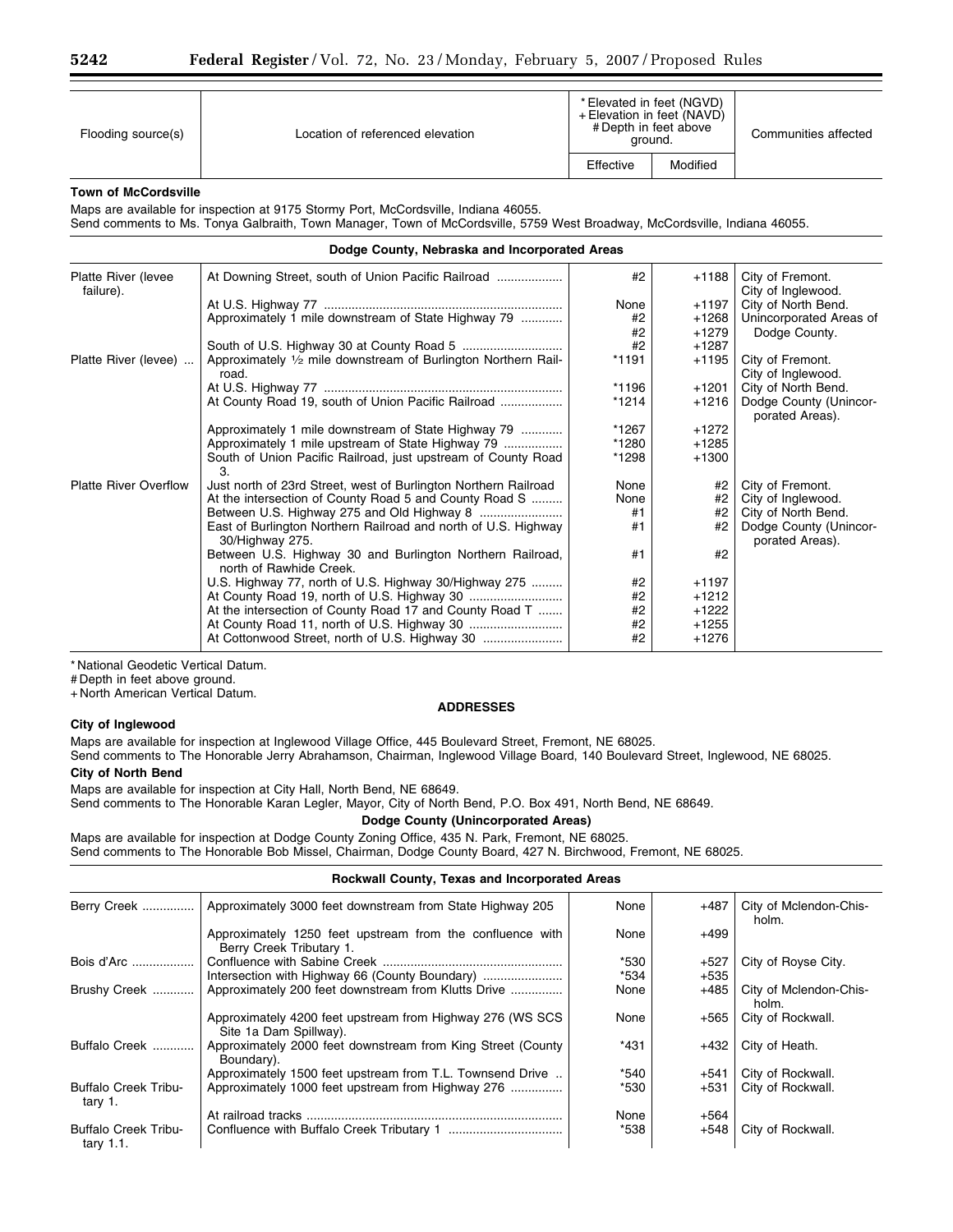| Flooding source(s) | Location of referenced elevation | *Elevated in feet (NGVD) +Elevation in feet (NAVD) #Depth in feet above ground. | | Communities affected |
|---|---|---|---|---|
| | | Effective | Modified | |

**Town of McCordsville**

Maps are available for inspection at 9175 Stormy Port, McCordsville, Indiana 46055.

Send comments to Ms. Tonya Galbraith, Town Manager, Town of McCordsville, 5759 West Broadway, McCordsville, Indiana 46055.

**Dodge County, Nebraska and Incorporated Areas**

| Flooding source(s) | Location of referenced elevation | Effective | Modified | Communities affected |
|---|---|---|---|---|
| Platte River (levee failure). | At Downing Street, south of Union Pacific Railroad | #2 | +1188 | City of Fremont. City of Inglewood. |
| | At U.S. Highway 77 | None | +1197 | City of North Bend. |
| | Approximately 1 mile downstream of State Highway 79 | #2 | +1268 | Unincorporated Areas of Dodge County. |
| | | #2 | +1279 | |
| | South of U.S. Highway 30 at County Road 5 | #2 | +1287 | |
| Platte River (levee) | Approximately ½ mile downstream of Burlington Northern Railroad. | *1191 | +1195 | City of Fremont. City of Inglewood. |
| | At U.S. Highway 77 | *1196 | +1201 | City of North Bend. |
| | At County Road 19, south of Union Pacific Railroad | *1214 | +1216 | Dodge County (Unincorporated Areas). |
| | Approximately 1 mile downstream of State Highway 79 | *1267 | +1272 | |
| | Approximately 1 mile upstream of State Highway 79 | *1280 | +1285 | |
| | South of Union Pacific Railroad, just upstream of County Road 3. | *1298 | +1300 | |
| Platte River Overflow | Just north of 23rd Street, west of Burlington Northern Railroad | None | #2 | City of Fremont. |
| | At the intersection of County Road 5 and County Road S | None | #2 | City of Inglewood. |
| | Between U.S. Highway 275 and Old Highway 8 | #1 | #2 | City of North Bend. |
| | East of Burlington Northern Railroad and north of U.S. Highway 30/Highway 275. | #1 | #2 | Dodge County (Unincorporated Areas). |
| | Between U.S. Highway 30 and Burlington Northern Railroad, north of Rawhide Creek. | #1 | #2 | |
| | U.S. Highway 77, north of U.S. Highway 30/Highway 275 | #2 | +1197 | |
| | At County Road 19, north of U.S. Highway 30 | #2 | +1212 | |
| | At the intersection of County Road 17 and County Road T | #2 | +1222 | |
| | At County Road 11, north of U.S. Highway 30 | #2 | +1255 | |
| | At Cottonwood Street, north of U.S. Highway 30 | #2 | +1276 | |

* National Geodetic Vertical Datum.

# Depth in feet above ground.

+ North American Vertical Datum.

**ADDRESSES**

**City of Inglewood**

Maps are available for inspection at Inglewood Village Office, 445 Boulevard Street, Fremont, NE 68025.

Send comments to The Honorable Jerry Abrahamson, Chairman, Inglewood Village Board, 140 Boulevard Street, Inglewood, NE 68025.

**City of North Bend**

Maps are available for inspection at City Hall, North Bend, NE 68649.

Send comments to The Honorable Karan Legler, Mayor, City of North Bend, P.O. Box 491, North Bend, NE 68649.

**Dodge County (Unincorporated Areas)**

Maps are available for inspection at Dodge County Zoning Office, 435 N. Park, Fremont, NE 68025.

Send comments to The Honorable Bob Missel, Chairman, Dodge County Board, 427 N. Birchwood, Fremont, NE 68025.

**Rockwall County, Texas and Incorporated Areas**

| Flooding source(s) | Location of referenced elevation | Effective | Modified | Communities affected |
|---|---|---|---|---|
| Berry Creek | Approximately 3000 feet downstream from State Highway 205 | None | +487 | City of Mclendon-Chisholm. |
| | Approximately 1250 feet upstream from the confluence with Berry Creek Tributary 1. | None | +499 | |
| Bois d'Arc | Confluence with Sabine Creek | *530 | +527 | City of Royse City. |
| | Intersection with Highway 66 (County Boundary) | *534 | +535 | |
| Brushy Creek | Approximately 200 feet downstream from Klutts Drive | None | +485 | City of Mclendon-Chisholm. |
| | Approximately 4200 feet upstream from Highway 276 (WS SCS Site 1a Dam Spillway). | None | +565 | City of Rockwall. |
| Buffalo Creek | Approximately 2000 feet downstream from King Street (County Boundary). | *431 | +432 | City of Heath. |
| | Approximately 1500 feet upstream from T.L. Townsend Drive | *540 | +541 | City of Rockwall. |
| Buffalo Creek Tributary 1. | Approximately 1000 feet upstream from Highway 276 | *530 | +531 | City of Rockwall. |
| | At railroad tracks | None | +564 | |
| Buffalo Creek Tributary 1.1. | Confluence with Buffalo Creek Tributary 1 | *538 | +548 | City of Rockwall. |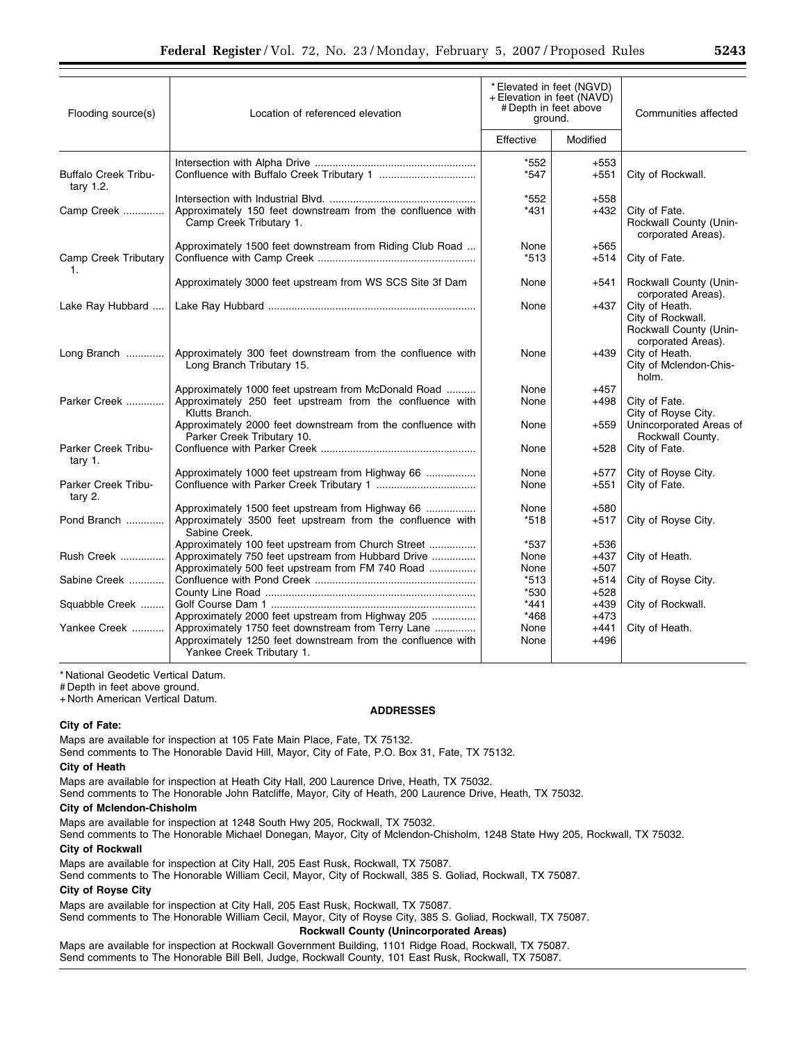| Flooding source(s) | Location of referenced elevation | *Elevated in feet (NGVD) +Elevation in feet (NAVD) #Depth in feet above ground. | | Communities affected |
|---|---|---|---|---|
| | | Effective | Modified | |
| | Intersection with Alpha Drive | *552 | +553 | |
| Buffalo Creek Tributary 1.2. | Confluence with Buffalo Creek Tributary 1 | *547 | +551 | City of Rockwall. |
| | Intersection with Industrial Blvd. | *552 | +558 | |
| Camp Creek | Approximately 150 feet downstream from the confluence with Camp Creek Tributary 1. | *431 | +432 | City of Fate. Rockwall County (Unincorporated Areas). |
| | Approximately 1500 feet downstream from Riding Club Road | None | +565 | |
| Camp Creek Tributary 1. | Confluence with Camp Creek | *513 | +514 | City of Fate. |
| | Approximately 3000 feet upstream from WS SCS Site 3f Dam | None | +541 | Rockwall County (Unincorporated Areas). |
| Lake Ray Hubbard | Lake Ray Hubbard | None | +437 | City of Heath. City of Rockwall. Rockwall County (Unincorporated Areas). |
| Long Branch | Approximately 300 feet downstream from the confluence with Long Branch Tributary 15. | None | +439 | City of Heath. City of Mclendon-Chisholm. |
| | Approximately 1000 feet upstream from McDonald Road | None | +457 | |
| Parker Creek | Approximately 250 feet upstream from the confluence with Klutts Branch. | None | +498 | City of Fate. City of Royse City. |
| | Approximately 2000 feet downstream from the confluence with Parker Creek Tributary 10. | None | +559 | Unincorporated Areas of Rockwall County. |
| Parker Creek Tributary 1. | Confluence with Parker Creek | None | +528 | City of Fate. |
| | Approximately 1000 feet upstream from Highway 66 | None | +577 | City of Royse City. |
| Parker Creek Tributary 2. | Confluence with Parker Creek Tributary 1 | None | +551 | City of Fate. |
| | Approximately 1500 feet upstream from Highway 66 | None | +580 | |
| Pond Branch | Approximately 3500 feet upstream from the confluence with Sabine Creek. | *518 | +517 | City of Royse City. |
| | Approximately 100 feet upstream from Church Street | *537 | +536 | |
| Rush Creek | Approximately 750 feet upstream from Hubbard Drive | None | +437 | City of Heath. |
| | Approximately 500 feet upstream from FM 740 Road | None | +507 | |
| Sabine Creek | Confluence with Pond Creek | *513 | +514 | City of Royse City. |
| | County Line Road | *530 | +528 | |
| Squabble Creek | Golf Course Dam 1 | *441 | +439 | City of Rockwall. |
| | Approximately 2000 feet upstream from Highway 205 | *468 | +473 | |
| Yankee Creek | Approximately 1750 feet downstream from Terry Lane | None | +441 | City of Heath. |
| | Approximately 1250 feet downstream from the confluence with Yankee Creek Tributary 1. | None | +496 | |

*National Geodetic Vertical Datum.
#Depth in feet above ground.
+North American Vertical Datum.

**ADDRESSES**

**City of Fate:**

Maps are available for inspection at 105 Fate Main Place, Fate, TX 75132.
Send comments to The Honorable David Hill, Mayor, City of Fate, P.O. Box 31, Fate, TX 75132.

**City of Heath**

Maps are available for inspection at Heath City Hall, 200 Laurence Drive, Heath, TX 75032.
Send comments to The Honorable John Ratcliffe, Mayor, City of Heath, 200 Laurence Drive, Heath, TX 75032.

**City of Mclendon-Chisholm**

Maps are available for inspection at 1248 South Hwy 205, Rockwall, TX 75032.
Send comments to The Honorable Michael Donegan, Mayor, City of Mclendon-Chisholm, 1248 State Hwy 205, Rockwall, TX 75032.

**City of Rockwall**

Maps are available for inspection at City Hall, 205 East Rusk, Rockwall, TX 75087.
Send comments to The Honorable William Cecil, Mayor, City of Rockwall, 385 S. Goliad, Rockwall, TX 75087.

**City of Royse City**

Maps are available for inspection at City Hall, 205 East Rusk, Rockwall, TX 75087.
Send comments to The Honorable William Cecil, Mayor, City of Royse City, 385 S. Goliad, Rockwall, TX 75087.

**Rockwall County (Unincorporated Areas)**

Maps are available for inspection at Rockwall Government Building, 1101 Ridge Road, Rockwall, TX 75087.
Send comments to The Honorable Bill Bell, Judge, Rockwall County, 101 East Rusk, Rockwall, TX 75087.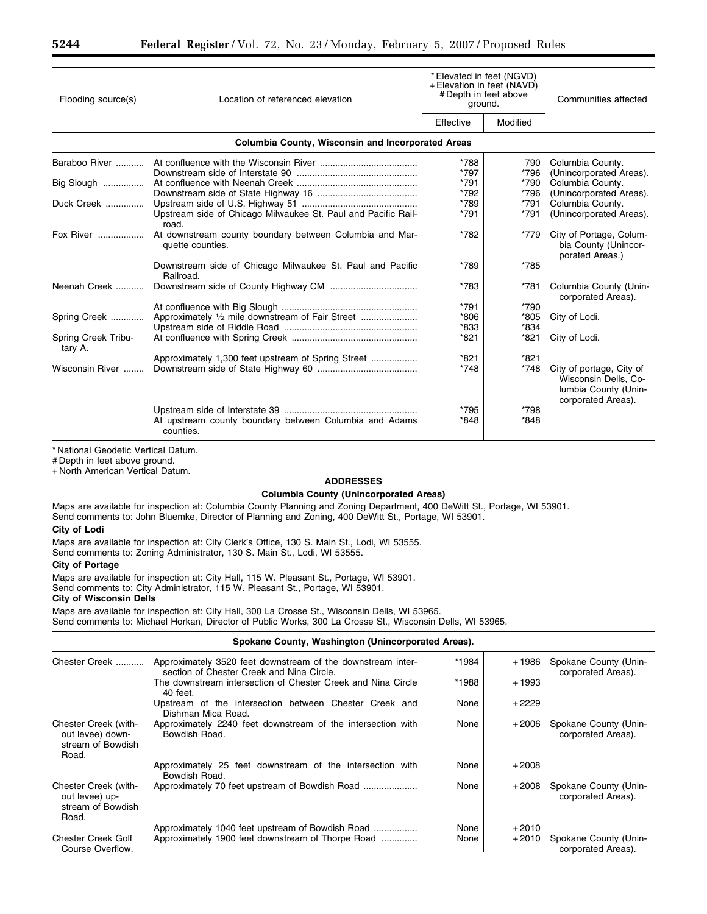| Flooding source(s) | Location of referenced elevation | *Elevated in feet (NGVD) +Elevation in feet (NAVD) #Depth in feet above ground. | | Communities affected |
|---|---|---|---|---|
| | | Effective | Modified | |
| **Columbia County, Wisconsin and Incorporated Areas** | | | | |
| Baraboo River | At confluence with the Wisconsin River | *788 | 790 | Columbia County. |
| | Downstream side of Interstate 90 | *797 | *796 | (Unincorporated Areas). |
| Big Slough | At confluence with Neenah Creek | *791 | *790 | Columbia County. |
| | Downstream side of State Highway 16 | *792 | *796 | (Unincorporated Areas). |
| Duck Creek | Upstream side of U.S. Highway 51 | *789 | *791 | Columbia County. |
| | Upstream side of Chicago Milwaukee St. Paul and Pacific Railroad. | *791 | *791 | (Unincorporated Areas). |
| Fox River | At downstream county boundary between Columbia and Marquette counties. | *782 | *779 | City of Portage, Columbia County (Unincorporated Areas.) |
| | Downstream side of Chicago Milwaukee St. Paul and Pacific Railroad. | *789 | *785 | |
| Neenah Creek | Downstream side of County Highway CM | *783 | *781 | Columbia County (Unincorporated Areas). |
| | At confluence with Big Slough | *791 | *790 | |
| Spring Creek | Approximately ½ mile downstream of Fair Street | *806 | *805 | City of Lodi. |
| | Upstream side of Riddle Road | *833 | *834 | |
| Spring Creek Tributary A. | At confluence with Spring Creek | *821 | *821 | City of Lodi. |
| | Approximately 1,300 feet upstream of Spring Street | *821 | *821 | |
| Wisconsin River | Downstream side of State Highway 60 | *748 | *748 | City of portage, City of Wisconsin Dells, Columbia County (Unincorporated Areas). |
| | Upstream side of Interstate 39 | *795 | *798 | |
| | At upstream county boundary between Columbia and Adams counties. | *848 | *848 | |

* National Geodetic Vertical Datum.

# Depth in feet above ground.

+ North American Vertical Datum.

**ADDRESSES**

**Columbia County (Unincorporated Areas)**

Maps are available for inspection at: Columbia County Planning and Zoning Department, 400 DeWitt St., Portage, WI 53901.

Send comments to: John Bluemke, Director of Planning and Zoning, 400 DeWitt St., Portage, WI 53901.

**City of Lodi**

Maps are available for inspection at: City Clerk's Office, 130 S. Main St., Lodi, WI 53555.

Send comments to: Zoning Administrator, 130 S. Main St., Lodi, WI 53555.

**City of Portage**

Maps are available for inspection at: City Hall, 115 W. Pleasant St., Portage, WI 53901.

Send comments to: City Administrator, 115 W. Pleasant St., Portage, WI 53901.

**City of Wisconsin Dells**

Maps are available for inspection at: City Hall, 300 La Crosse St., Wisconsin Dells, WI 53965.

Send comments to: Michael Horkan, Director of Public Works, 300 La Crosse St., Wisconsin Dells, WI 53965.

| Flooding source(s) | Location of referenced elevation | Effective | Modified | Communities affected |
|---|---|---|---|---|
| **Spokane County, Washington (Unincorporated Areas).** | | | | |
| Chester Creek | Approximately 3520 feet downstream of the downstream intersection of Chester Creek and Nina Circle. | *1984 | +1986 | Spokane County (Unincorporated Areas). |
| | The downstream intersection of Chester Creek and Nina Circle 40 feet. | *1988 | +1993 | |
| | Upstream of the intersection between Chester Creek and Dishman Mica Road. | None | +2229 | |
| Chester Creek (without levee) downstream of Bowdish Road. | Approximately 2240 feet downstream of the intersection with Bowdish Road. | None | +2006 | Spokane County (Unincorporated Areas). |
| | Approximately 25 feet downstream of the intersection with Bowdish Road. | None | +2008 | |
| Chester Creek (without levee) upstream of Bowdish Road. | Approximately 70 feet upstream of Bowdish Road | None | +2008 | Spokane County (Unincorporated Areas). |
| | Approximately 1040 feet upstream of Bowdish Road | None | +2010 | |
| Chester Creek Golf Course Overflow. | Approximately 1900 feet downstream of Thorpe Road | None | +2010 | Spokane County (Unincorporated Areas). |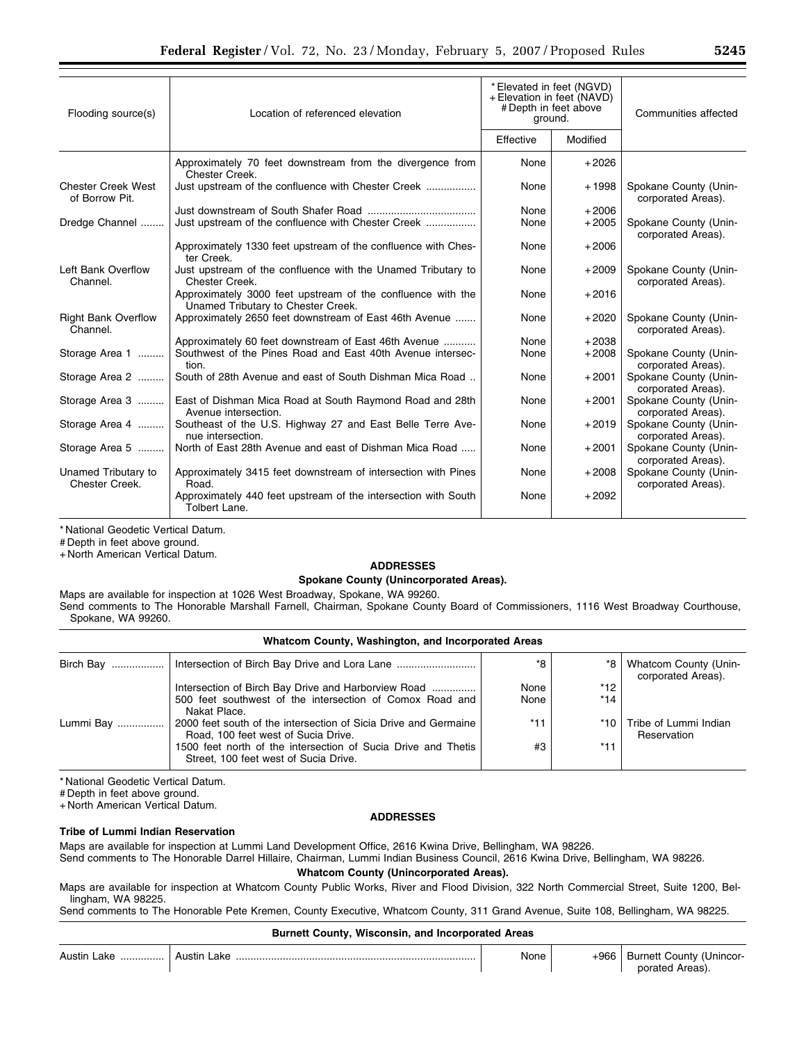| Flooding source(s) | Location of referenced elevation | * Elevated in feet (NGVD) + Elevation in feet (NAVD) # Depth in feet above ground. | | Communities affected |
|---|---|---|---|---|
| | | Effective | Modified | |
| | Approximately 70 feet downstream from the divergence from Chester Creek. | None | +2026 | |
| Chester Creek West of Borrow Pit. | Just upstream of the confluence with Chester Creek | None | +1998 | Spokane County (Unincorporated Areas). |
| | Just downstream of South Shafer Road | None | +2006 | |
| Dredge Channel | Just upstream of the confluence with Chester Creek | None | +2005 | Spokane County (Unincorporated Areas). |
| | Approximately 1330 feet upstream of the confluence with Chester Creek. | None | +2006 | |
| Left Bank Overflow Channel. | Just upstream of the confluence with the Unamed Tributary to Chester Creek. | None | +2009 | Spokane County (Unincorporated Areas). |
| | Approximately 3000 feet upstream of the confluence with the Unamed Tributary to Chester Creek. | None | +2016 | |
| Right Bank Overflow Channel. | Approximately 2650 feet downstream of East 46th Avenue | None | +2020 | Spokane County (Unincorporated Areas). |
| | Approximately 60 feet downstream of East 46th Avenue | None | +2038 | |
| Storage Area 1 | Southwest of the Pines Road and East 40th Avenue intersection. | None | +2008 | Spokane County (Unincorporated Areas). |
| Storage Area 2 | South of 28th Avenue and east of South Dishman Mica Road | None | +2001 | Spokane County (Unincorporated Areas). |
| Storage Area 3 | East of Dishman Mica Road at South Raymond Road and 28th Avenue intersection. | None | +2001 | Spokane County (Unincorporated Areas). |
| Storage Area 4 | Southeast of the U.S. Highway 27 and East Belle Terre Avenue intersection. | None | +2019 | Spokane County (Unincorporated Areas). |
| Storage Area 5 | North of East 28th Avenue and east of Dishman Mica Road | None | +2001 | Spokane County (Unincorporated Areas). |
| Unamed Tributary to Chester Creek. | Approximately 3415 feet downstream of intersection with Pines Road. | None | +2008 | Spokane County (Unincorporated Areas). |
| | Approximately 440 feet upstream of the intersection with South Tolbert Lane. | None | +2092 | |

* National Geodetic Vertical Datum.
# Depth in feet above ground.
+ North American Vertical Datum.

**ADDRESSES**

**Spokane County (Unincorporated Areas).**

Maps are available for inspection at 1026 West Broadway, Spokane, WA 99260.

Send comments to The Honorable Marshall Farnell, Chairman, Spokane County Board of Commissioners, 1116 West Broadway Courthouse, Spokane, WA 99260.

**Whatcom County, Washington, and Incorporated Areas**

| | | | | |
|---|---|---|---|---|
| Birch Bay | Intersection of Birch Bay Drive and Lora Lane | *8 | *8 | Whatcom County (Unincorporated Areas). |
| | Intersection of Birch Bay Drive and Harborview Road | None | *12 | |
| | 500 feet southwest of the intersection of Comox Road and Nakat Place. | None | *14 | |
| Lummi Bay | 2000 feet south of the intersection of Sicia Drive and Germaine Road, 100 feet west of Sucia Drive. | *11 | *10 | Tribe of Lummi Indian Reservation |
| | 1500 feet north of the intersection of Sucia Drive and Thetis Street, 100 feet west of Sucia Drive. | #3 | *11 | |

* National Geodetic Vertical Datum.
# Depth in feet above ground.
+ North American Vertical Datum.

**ADDRESSES**

**Tribe of Lummi Indian Reservation**

Maps are available for inspection at Lummi Land Development Office, 2616 Kwina Drive, Bellingham, WA 98226.

Send comments to The Honorable Darrel Hillaire, Chairman, Lummi Indian Business Council, 2616 Kwina Drive, Bellingham, WA 98226.

**Whatcom County (Unincorporated Areas).**

Maps are available for inspection at Whatcom County Public Works, River and Flood Division, 322 North Commercial Street, Suite 1200, Bellingham, WA 98225.

Send comments to The Honorable Pete Kremen, County Executive, Whatcom County, 311 Grand Avenue, Suite 108, Bellingham, WA 98225.

**Burnett County, Wisconsin, and Incorporated Areas**

| | | | | |
|---|---|---|---|---|
| Austin Lake | Austin Lake | None | +966 | Burnett County (Unincorporated Areas). |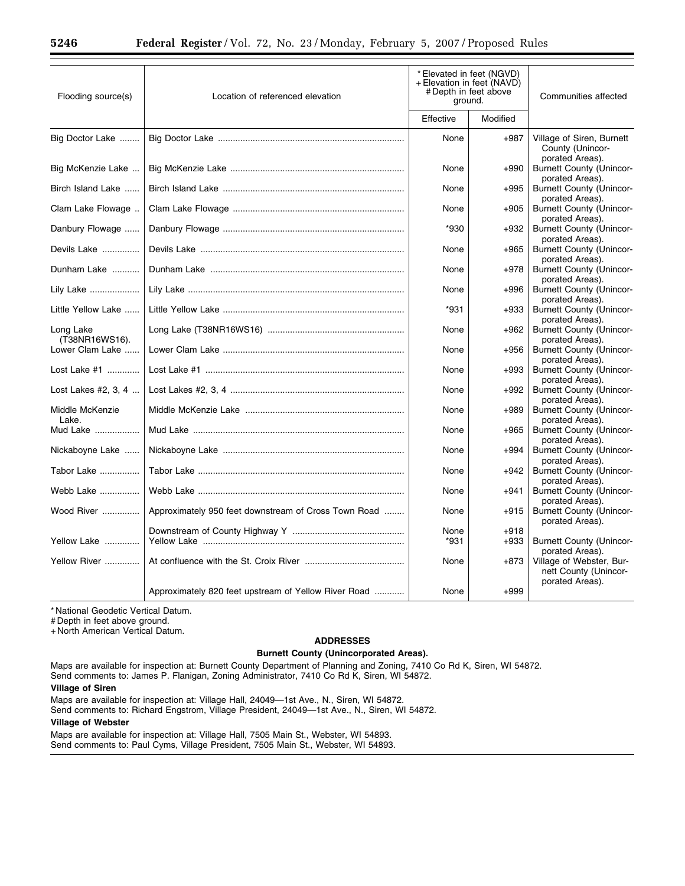| Flooding source(s) | Location of referenced elevation | *Elevated in feet (NGVD) +Elevation in feet (NAVD) #Depth in feet above ground. | | Communities affected |
|---|---|---|---|---|
| | | Effective | Modified | |
| Big Doctor Lake | Big Doctor Lake | None | +987 | Village of Siren, Burnett County (Unincorporated Areas). |
| Big McKenzie Lake | Big McKenzie Lake | None | +990 | Burnett County (Unincorporated Areas). |
| Birch Island Lake | Birch Island Lake | None | +995 | Burnett County (Unincorporated Areas). |
| Clam Lake Flowage | Clam Lake Flowage | None | +905 | Burnett County (Unincorporated Areas). |
| Danbury Flowage | Danbury Flowage | *930 | +932 | Burnett County (Unincorporated Areas). |
| Devils Lake | Devils Lake | None | +965 | Burnett County (Unincorporated Areas). |
| Dunham Lake | Dunham Lake | None | +978 | Burnett County (Unincorporated Areas). |
| Lily Lake | Lily Lake | None | +996 | Burnett County (Unincorporated Areas). |
| Little Yellow Lake | Little Yellow Lake | *931 | +933 | Burnett County (Unincorporated Areas). |
| Long Lake (T38NR16WS16). | Long Lake (T38NR16WS16) | None | +962 | Burnett County (Unincorporated Areas). |
| Lower Clam Lake | Lower Clam Lake | None | +956 | Burnett County (Unincorporated Areas). |
| Lost Lake #1 | Lost Lake #1 | None | +993 | Burnett County (Unincorporated Areas). |
| Lost Lakes #2, 3, 4 | Lost Lakes #2, 3, 4 | None | +992 | Burnett County (Unincorporated Areas). |
| Middle McKenzie Lake. | Middle McKenzie Lake | None | +989 | Burnett County (Unincorporated Areas). |
| Mud Lake | Mud Lake | None | +965 | Burnett County (Unincorporated Areas). |
| Nickaboyne Lake | Nickaboyne Lake | None | +994 | Burnett County (Unincorporated Areas). |
| Tabor Lake | Tabor Lake | None | +942 | Burnett County (Unincorporated Areas). |
| Webb Lake | Webb Lake | None | +941 | Burnett County (Unincorporated Areas). |
| Wood River | Approximately 950 feet downstream of Cross Town Road | None | +915 | Burnett County (Unincorporated Areas). |
| | Downstream of County Highway Y | None | +918 | |
| Yellow Lake | Yellow Lake | *931 | +933 | Burnett County (Unincorporated Areas). |
| Yellow River | At confluence with the St. Croix River | None | +873 | Village of Webster, Burnett County (Unincorporated Areas). |
| | Approximately 820 feet upstream of Yellow River Road | None | +999 | |

* National Geodetic Vertical Datum.
# Depth in feet above ground.
+ North American Vertical Datum.

**ADDRESSES**

**Burnett County (Unincorporated Areas).**

Maps are available for inspection at: Burnett County Department of Planning and Zoning, 7410 Co Rd K, Siren, WI 54872.
Send comments to: James P. Flanigan, Zoning Administrator, 7410 Co Rd K, Siren, WI 54872.

**Village of Siren**

Maps are available for inspection at: Village Hall, 24049—1st Ave., N., Siren, WI 54872.
Send comments to: Richard Engstrom, Village President, 24049—1st Ave., N., Siren, WI 54872.

**Village of Webster**

Maps are available for inspection at: Village Hall, 7505 Main St., Webster, WI 54893.
Send comments to: Paul Cyms, Village President, 7505 Main St., Webster, WI 54893.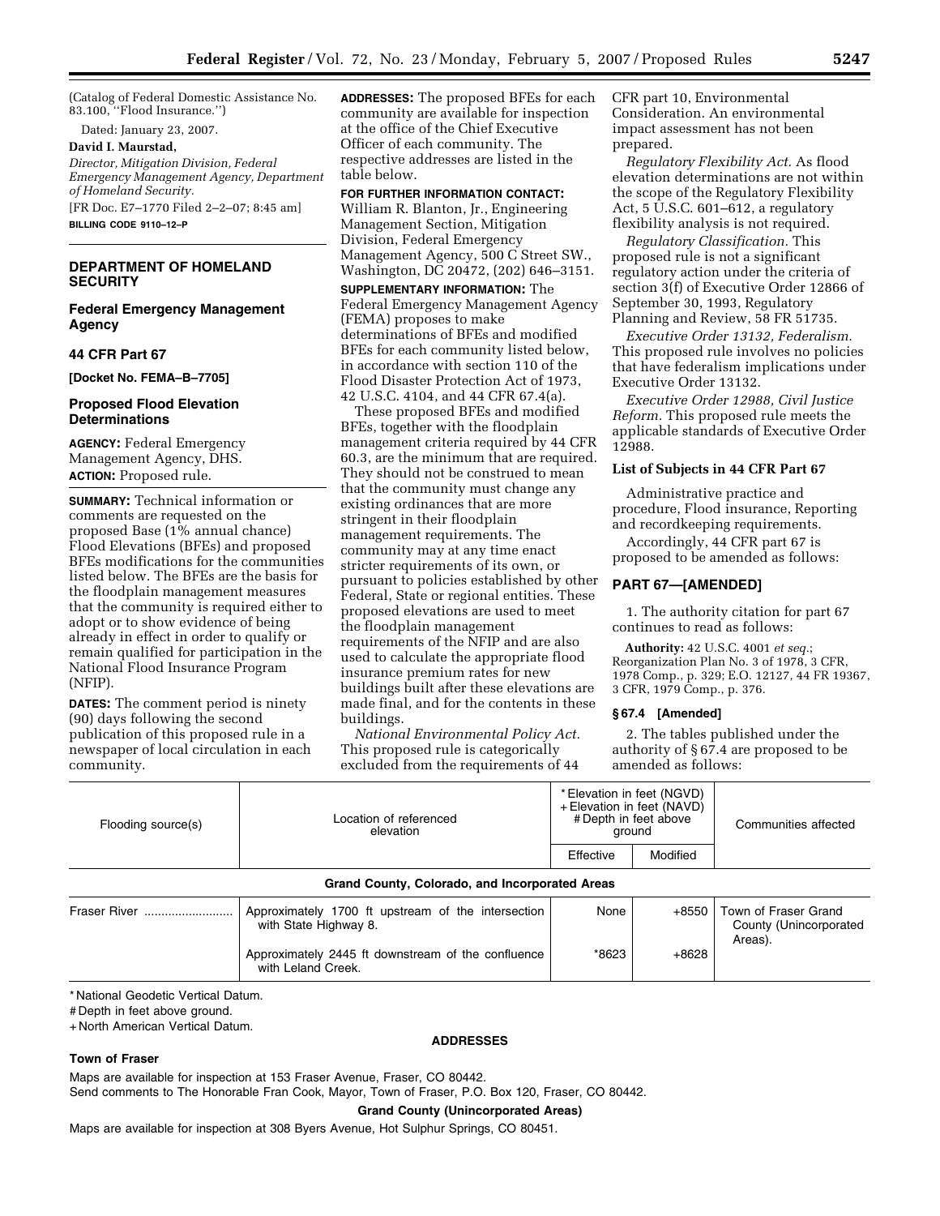(Catalog of Federal Domestic Assistance No. 83.100, ''Flood Insurance.'')

Dated: January 23, 2007.

**David I. Maurstad,**

*Director, Mitigation Division, Federal Emergency Management Agency, Department of Homeland Security.*

[FR Doc. E7–1770 Filed 2–2–07; 8:45 am]

**BILLING CODE 9110–12–P**

## DEPARTMENT OF HOMELAND SECURITY

### Federal Emergency Management Agency

### 44 CFR Part 67

**[Docket No. FEMA–B–7705]**

### Proposed Flood Elevation Determinations

**AGENCY:** Federal Emergency Management Agency, DHS.

**ACTION:** Proposed rule.

**SUMMARY:** Technical information or comments are requested on the proposed Base (1% annual chance) Flood Elevations (BFEs) and proposed BFEs modifications for the communities listed below. The BFEs are the basis for the floodplain management measures that the community is required either to adopt or to show evidence of being already in effect in order to qualify or remain qualified for participation in the National Flood Insurance Program (NFIP).

**DATES:** The comment period is ninety (90) days following the second publication of this proposed rule in a newspaper of local circulation in each community.

**ADDRESSES:** The proposed BFEs for each community are available for inspection at the office of the Chief Executive Officer of each community. The respective addresses are listed in the table below.

**FOR FURTHER INFORMATION CONTACT:** William R. Blanton, Jr., Engineering Management Section, Mitigation Division, Federal Emergency Management Agency, 500 C Street SW., Washington, DC 20472, (202) 646–3151.

**SUPPLEMENTARY INFORMATION:** The Federal Emergency Management Agency (FEMA) proposes to make determinations of BFEs and modified BFEs for each community listed below, in accordance with section 110 of the Flood Disaster Protection Act of 1973, 42 U.S.C. 4104, and 44 CFR 67.4(a).

These proposed BFEs and modified BFEs, together with the floodplain management criteria required by 44 CFR 60.3, are the minimum that are required. They should not be construed to mean that the community must change any existing ordinances that are more stringent in their floodplain management requirements. The community may at any time enact stricter requirements of its own, or pursuant to policies established by other Federal, State or regional entities. These proposed elevations are used to meet the floodplain management requirements of the NFIP and are also used to calculate the appropriate flood insurance premium rates for new buildings built after these elevations are made final, and for the contents in these buildings.

*National Environmental Policy Act.* This proposed rule is categorically excluded from the requirements of 44 CFR part 10, Environmental Consideration. An environmental impact assessment has not been prepared.

*Regulatory Flexibility Act.* As flood elevation determinations are not within the scope of the Regulatory Flexibility Act, 5 U.S.C. 601–612, a regulatory flexibility analysis is not required.

*Regulatory Classification.* This proposed rule is not a significant regulatory action under the criteria of section 3(f) of Executive Order 12866 of September 30, 1993, Regulatory Planning and Review, 58 FR 51735.

*Executive Order 13132, Federalism.* This proposed rule involves no policies that have federalism implications under Executive Order 13132.

*Executive Order 12988, Civil Justice Reform.* This proposed rule meets the applicable standards of Executive Order 12988.

### List of Subjects in 44 CFR Part 67

Administrative practice and procedure, Flood insurance, Reporting and recordkeeping requirements.

Accordingly, 44 CFR part 67 is proposed to be amended as follows:

## PART 67—[AMENDED]

1. The authority citation for part 67 continues to read as follows:

**Authority:** 42 U.S.C. 4001 *et seq.*; Reorganization Plan No. 3 of 1978, 3 CFR, 1978 Comp., p. 329; E.O. 12127, 44 FR 19367, 3 CFR, 1979 Comp., p. 376.

### § 67.4 [Amended]

2. The tables published under the authority of § 67.4 are proposed to be amended as follows:

| Flooding source(s) | Location of referenced elevation | *Elevation in feet (NGVD) +Elevation in feet (NAVD) #Depth in feet above ground | | Communities affected |
|---|---|---|---|---|
| | | Effective | Modified | |
| **Grand County, Colorado, and Incorporated Areas** | | | | |
| Fraser River | Approximately 1700 ft upstream of the intersection with State Highway 8. | None | +8550 | Town of Fraser Grand County (Unincorporated Areas). |
| | Approximately 2445 ft downstream of the confluence with Leland Creek. | *8623 | +8628 | |

* National Geodetic Vertical Datum.

# Depth in feet above ground.

+ North American Vertical Datum.

**ADDRESSES**

**Town of Fraser**

Maps are available for inspection at 153 Fraser Avenue, Fraser, CO 80442.

Send comments to The Honorable Fran Cook, Mayor, Town of Fraser, P.O. Box 120, Fraser, CO 80442.

**Grand County (Unincorporated Areas)**

Maps are available for inspection at 308 Byers Avenue, Hot Sulphur Springs, CO 80451.